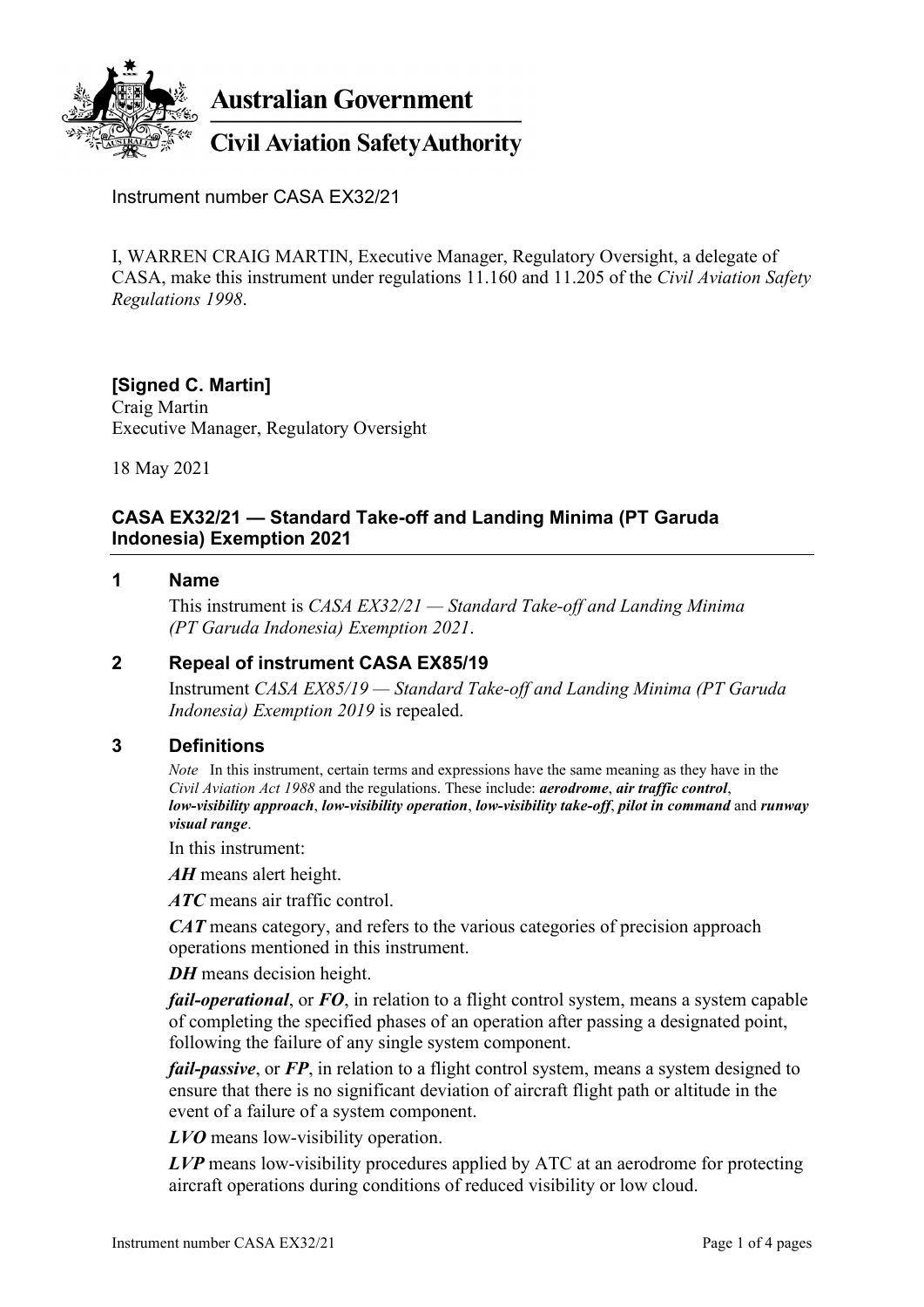**Australian Government**

**Civil Aviation Safety Authority**

Instrument number CASA EX32/21

I, WARREN CRAIG MARTIN, Executive Manager, Regulatory Oversight, a delegate of CASA, make this instrument under regulations 11.160 and 11.205 of the *Civil Aviation Safety Regulations 1998*.

**[Signed C. Martin]**
Craig Martin
Executive Manager, Regulatory Oversight

18 May 2021

## CASA EX32/21 — Standard Take-off and Landing Minima (PT Garuda Indonesia) Exemption 2021

### 1 Name

This instrument is *CASA EX32/21 — Standard Take-off and Landing Minima (PT Garuda Indonesia) Exemption 2021*.

### 2 Repeal of instrument CASA EX85/19

Instrument *CASA EX85/19 — Standard Take-off and Landing Minima (PT Garuda Indonesia) Exemption 2019* is repealed.

### 3 Definitions

*Note* In this instrument, certain terms and expressions have the same meaning as they have in the *Civil Aviation Act 1988* and the regulations. These include: ***aerodrome***, ***air traffic control***, ***low-visibility approach***, ***low-visibility operation***, ***low-visibility take-off***, ***pilot in command*** and ***runway visual range***.

In this instrument:

***AH*** means alert height.

***ATC*** means air traffic control.

***CAT*** means category, and refers to the various categories of precision approach operations mentioned in this instrument.

***DH*** means decision height.

***fail-operational***, or ***FO***, in relation to a flight control system, means a system capable of completing the specified phases of an operation after passing a designated point, following the failure of any single system component.

***fail-passive***, or ***FP***, in relation to a flight control system, means a system designed to ensure that there is no significant deviation of aircraft flight path or altitude in the event of a failure of a system component.

***LVO*** means low-visibility operation.

***LVP*** means low-visibility procedures applied by ATC at an aerodrome for protecting aircraft operations during conditions of reduced visibility or low cloud.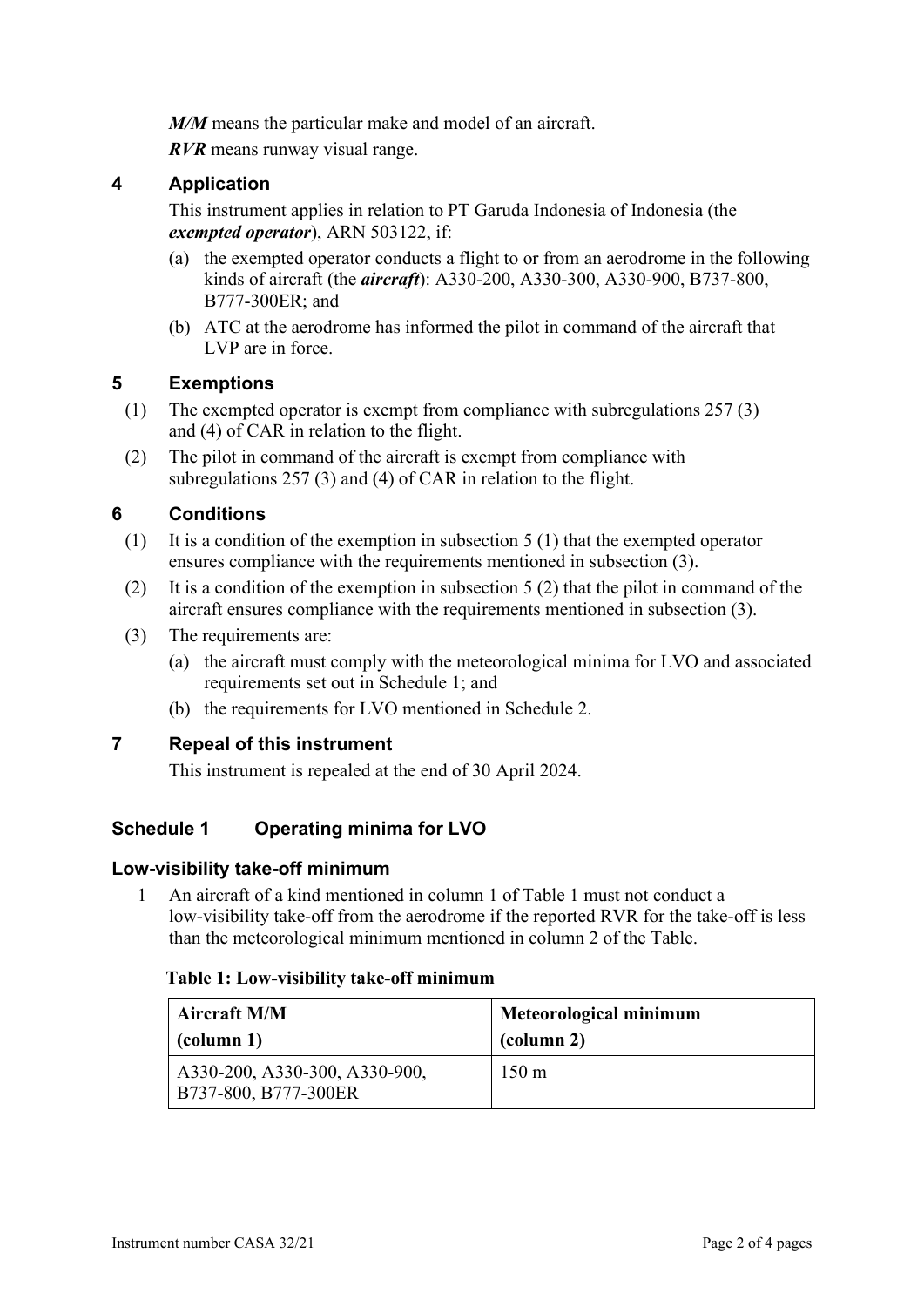***M/M*** means the particular make and model of an aircraft.

***RVR*** means runway visual range.

## 4 Application

This instrument applies in relation to PT Garuda Indonesia of Indonesia (the ***exempted operator***), ARN 503122, if:

(a) the exempted operator conducts a flight to or from an aerodrome in the following kinds of aircraft (the ***aircraft***): A330-200, A330-300, A330-900, B737-800, B777-300ER; and

(b) ATC at the aerodrome has informed the pilot in command of the aircraft that LVP are in force.

## 5 Exemptions

(1) The exempted operator is exempt from compliance with subregulations 257 (3) and (4) of CAR in relation to the flight.

(2) The pilot in command of the aircraft is exempt from compliance with subregulations 257 (3) and (4) of CAR in relation to the flight.

## 6 Conditions

(1) It is a condition of the exemption in subsection 5 (1) that the exempted operator ensures compliance with the requirements mentioned in subsection (3).

(2) It is a condition of the exemption in subsection 5 (2) that the pilot in command of the aircraft ensures compliance with the requirements mentioned in subsection (3).

(3) The requirements are:

(a) the aircraft must comply with the meteorological minima for LVO and associated requirements set out in Schedule 1; and

(b) the requirements for LVO mentioned in Schedule 2.

## 7 Repeal of this instrument

This instrument is repealed at the end of 30 April 2024.

## Schedule 1 Operating minima for LVO

### Low-visibility take-off minimum

1 An aircraft of a kind mentioned in column 1 of Table 1 must not conduct a low-visibility take-off from the aerodrome if the reported RVR for the take-off is less than the meteorological minimum mentioned in column 2 of the Table.

**Table 1: Low-visibility take-off minimum**

| Aircraft M/M (column 1) | Meteorological minimum (column 2) |
|---|---|
| A330-200, A330-300, A330-900, B737-800, B777-300ER | 150 m |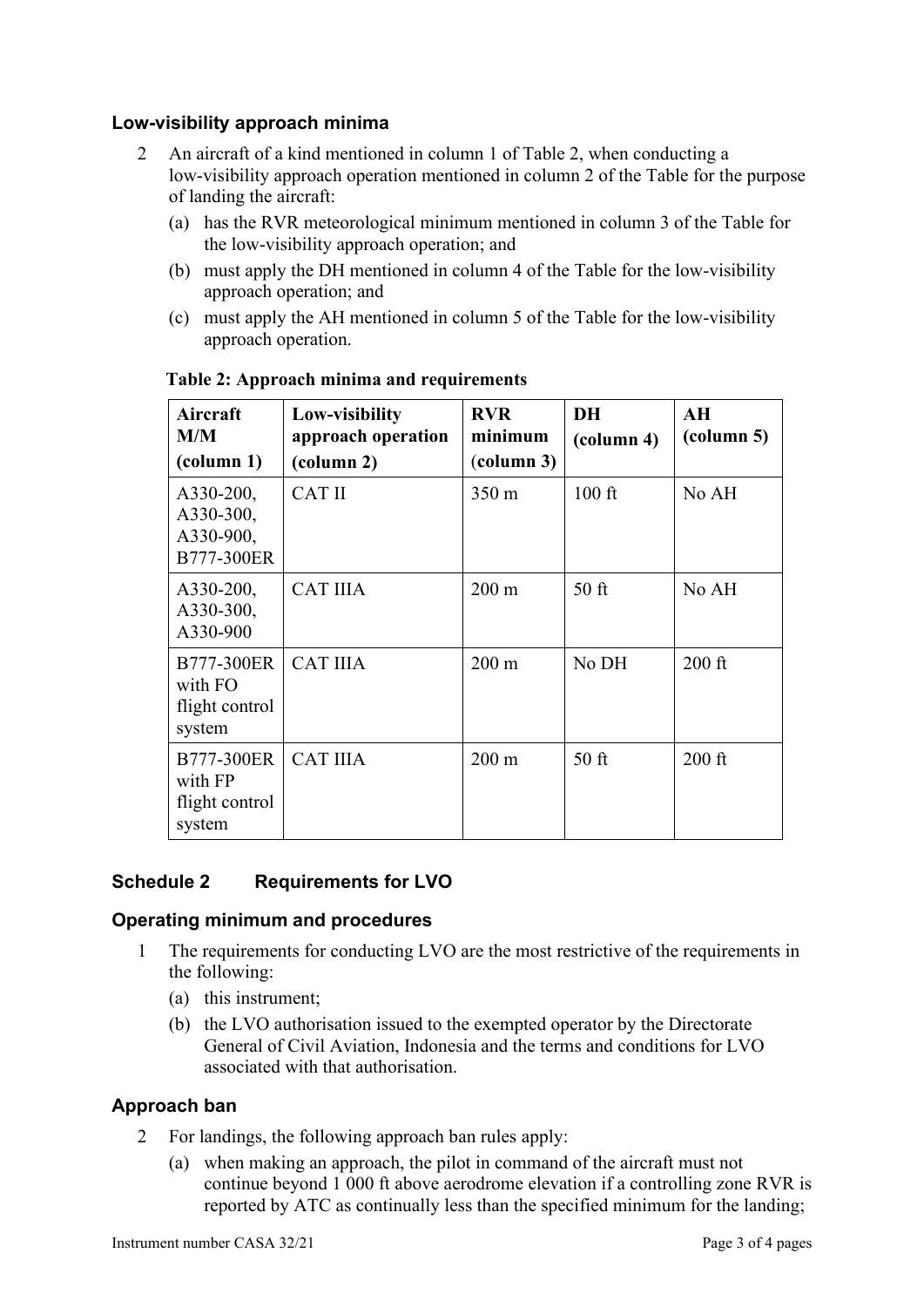### Low-visibility approach minima

2 An aircraft of a kind mentioned in column 1 of Table 2, when conducting a low-visibility approach operation mentioned in column 2 of the Table for the purpose of landing the aircraft:

(a) has the RVR meteorological minimum mentioned in column 3 of the Table for the low-visibility approach operation; and

(b) must apply the DH mentioned in column 4 of the Table for the low-visibility approach operation; and

(c) must apply the AH mentioned in column 5 of the Table for the low-visibility approach operation.

**Table 2: Approach minima and requirements**

| Aircraft M/M (column 1) | Low-visibility approach operation (column 2) | RVR minimum (column 3) | DH (column 4) | AH (column 5) |
|---|---|---|---|---|
| A330-200, A330-300, A330-900, B777-300ER | CAT II | 350 m | 100 ft | No AH |
| A330-200, A330-300, A330-900 | CAT IIIA | 200 m | 50 ft | No AH |
| B777-300ER with FO flight control system | CAT IIIA | 200 m | No DH | 200 ft |
| B777-300ER with FP flight control system | CAT IIIA | 200 m | 50 ft | 200 ft |

## Schedule 2 Requirements for LVO

### Operating minimum and procedures

1 The requirements for conducting LVO are the most restrictive of the requirements in the following:

(a) this instrument;

(b) the LVO authorisation issued to the exempted operator by the Directorate General of Civil Aviation, Indonesia and the terms and conditions for LVO associated with that authorisation.

### Approach ban

2 For landings, the following approach ban rules apply:

(a) when making an approach, the pilot in command of the aircraft must not continue beyond 1 000 ft above aerodrome elevation if a controlling zone RVR is reported by ATC as continually less than the specified minimum for the landing;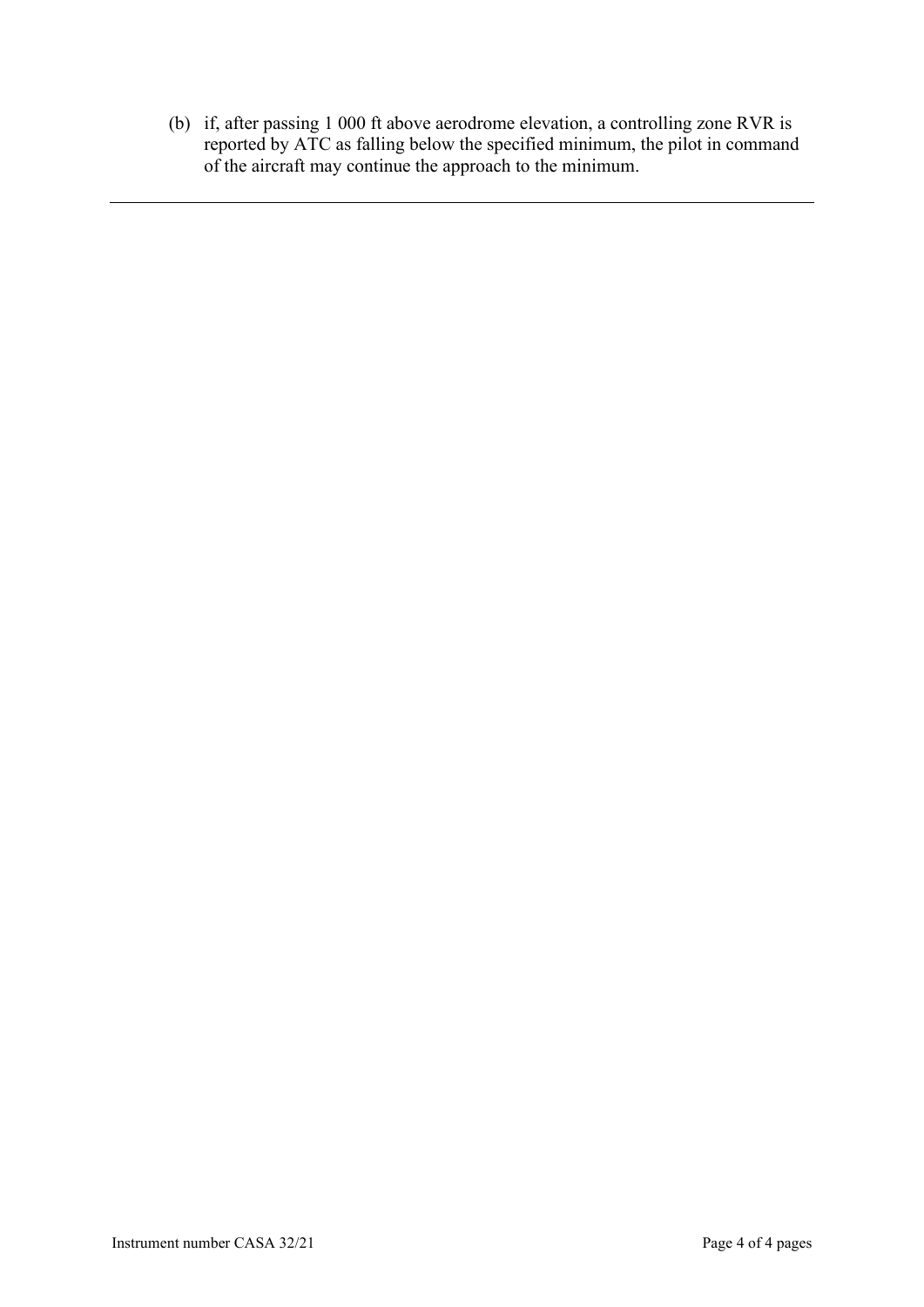(b) if, after passing 1 000 ft above aerodrome elevation, a controlling zone RVR is reported by ATC as falling below the specified minimum, the pilot in command of the aircraft may continue the approach to the minimum.

---